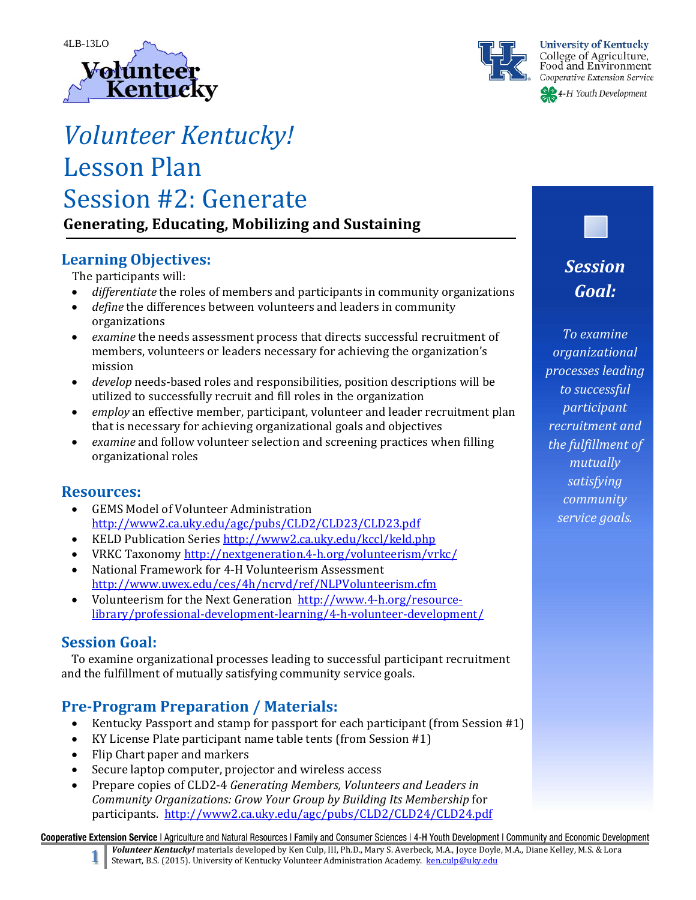4LB-13LO

# *Volunteer Kentucky!*
# Lesson Plan
# Session #2: Generate

**Generating, Educating, Mobilizing and Sustaining**

## Learning Objectives:

The participants will:

- *differentiate* the roles of members and participants in community organizations
- *define* the differences between volunteers and leaders in community organizations
- *examine* the needs assessment process that directs successful recruitment of members, volunteers or leaders necessary for achieving the organization's mission
- *develop* needs-based roles and responsibilities, position descriptions will be utilized to successfully recruit and fill roles in the organization
- *employ* an effective member, participant, volunteer and leader recruitment plan that is necessary for achieving organizational goals and objectives
- *examine* and follow volunteer selection and screening practices when filling organizational roles

## Resources:

- GEMS Model of Volunteer Administration http://www2.ca.uky.edu/agc/pubs/CLD2/CLD23/CLD23.pdf
- KELD Publication Series http://www2.ca.uky.edu/kccl/keld.php
- VRKC Taxonomy http://nextgeneration.4-h.org/volunteerism/vrkc/
- National Framework for 4-H Volunteerism Assessment http://www.uwex.edu/ces/4h/ncrvd/ref/NLPVolunteerism.cfm
- Volunteerism for the Next Generation http://www.4-h.org/resource-library/professional-development-learning/4-h-volunteer-development/

## Session Goal:

To examine organizational processes leading to successful participant recruitment and the fulfillment of mutually satisfying community service goals.

## Pre-Program Preparation / Materials:

- Kentucky Passport and stamp for passport for each participant (from Session #1)
- KY License Plate participant name table tents (from Session #1)
- Flip Chart paper and markers
- Secure laptop computer, projector and wireless access
- Prepare copies of CLD2-4 *Generating Members, Volunteers and Leaders in Community Organizations: Grow Your Group by Building Its Membership* for participants. http://www2.ca.uky.edu/agc/pubs/CLD2/CLD24/CLD24.pdf

***Session Goal:***

*To examine organizational processes leading to successful participant recruitment and the fulfillment of mutually satisfying community service goals.*

*Volunteer Kentucky!* materials developed by Ken Culp, III, Ph.D., Mary S. Averbeck, M.A., Joyce Doyle, M.A., Diane Kelley, M.S. & Lora Stewart, B.S. (2015). University of Kentucky Volunteer Administration Academy. ken.culp@uky.edu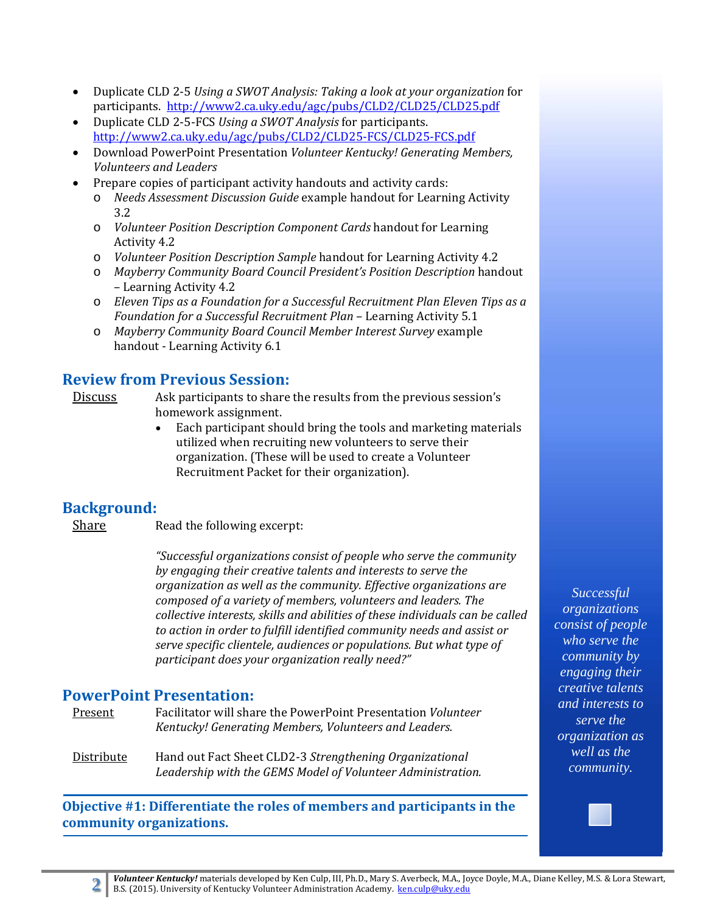- Duplicate CLD 2-5 *Using a SWOT Analysis: Taking a look at your organization* for participants. http://www2.ca.uky.edu/agc/pubs/CLD2/CLD25/CLD25.pdf
- Duplicate CLD 2-5-FCS *Using a SWOT Analysis* for participants. http://www2.ca.uky.edu/agc/pubs/CLD2/CLD25-FCS/CLD25-FCS.pdf
- Download PowerPoint Presentation *Volunteer Kentucky! Generating Members, Volunteers and Leaders*
- Prepare copies of participant activity handouts and activity cards:
    - *Needs Assessment Discussion Guide* example handout for Learning Activity 3.2
    - *Volunteer Position Description Component Cards* handout for Learning Activity 4.2
    - *Volunteer Position Description Sample* handout for Learning Activity 4.2
    - *Mayberry Community Board Council President's Position Description* handout – Learning Activity 4.2
    - *Eleven Tips as a Foundation for a Successful Recruitment Plan Eleven Tips as a Foundation for a Successful Recruitment Plan* – Learning Activity 5.1
    - *Mayberry Community Board Council Member Interest Survey* example handout - Learning Activity 6.1

## Review from Previous Session:

Discuss — Ask participants to share the results from the previous session's homework assignment.

- Each participant should bring the tools and marketing materials utilized when recruiting new volunteers to serve their organization. (These will be used to create a Volunteer Recruitment Packet for their organization).

## Background:

Share — Read the following excerpt:

*"Successful organizations consist of people who serve the community by engaging their creative talents and interests to serve the organization as well as the community. Effective organizations are composed of a variety of members, volunteers and leaders. The collective interests, skills and abilities of these individuals can be called to action in order to fulfill identified community needs and assist or serve specific clientele, audiences or populations. But what type of participant does your organization really need?"*

*Successful organizations consist of people who serve the community by engaging their creative talents and interests to serve the organization as well as the community.*

## PowerPoint Presentation:

Present — Facilitator will share the PowerPoint Presentation *Volunteer Kentucky! Generating Members, Volunteers and Leaders.*

Distribute — Hand out Fact Sheet CLD2-3 *Strengthening Organizational Leadership with the GEMS Model of Volunteer Administration.*

## Objective #1: Differentiate the roles of members and participants in the community organizations.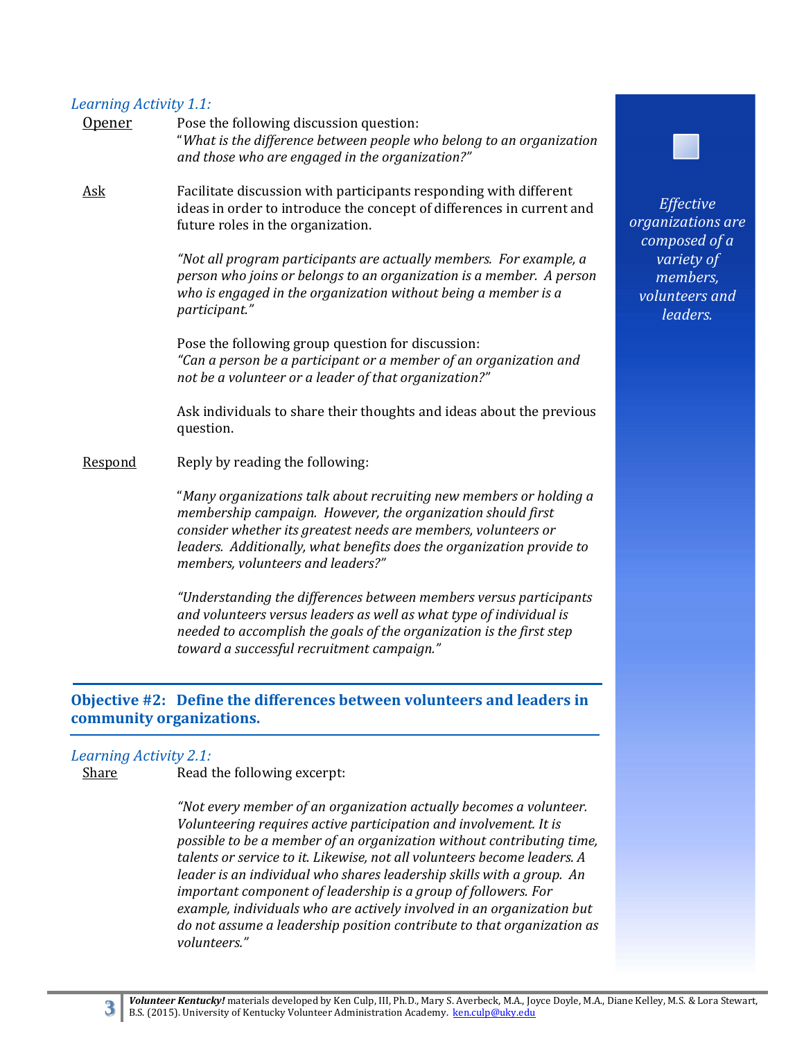*Learning Activity 1.1:*

Opener — Pose the following discussion question:
"*What is the difference between people who belong to an organization and those who are engaged in the organization?"*

Ask — Facilitate discussion with participants responding with different ideas in order to introduce the concept of differences in current and future roles in the organization.

*"Not all program participants are actually members. For example, a person who joins or belongs to an organization is a member. A person who is engaged in the organization without being a member is a participant."*

Pose the following group question for discussion:
*"Can a person be a participant or a member of an organization and not be a volunteer or a leader of that organization?"*

Ask individuals to share their thoughts and ideas about the previous question.

Respond — Reply by reading the following:

"*Many organizations talk about recruiting new members or holding a membership campaign. However, the organization should first consider whether its greatest needs are members, volunteers or leaders. Additionally, what benefits does the organization provide to members, volunteers and leaders?"*

*"Understanding the differences between members versus participants and volunteers versus leaders as well as what type of individual is needed to accomplish the goals of the organization is the first step toward a successful recruitment campaign."*

*Effective organizations are composed of a variety of members, volunteers and leaders.*

## Objective #2: Define the differences between volunteers and leaders in community organizations.

*Learning Activity 2.1:*

Share — Read the following excerpt:

*"Not every member of an organization actually becomes a volunteer. Volunteering requires active participation and involvement. It is possible to be a member of an organization without contributing time, talents or service to it. Likewise, not all volunteers become leaders. A leader is an individual who shares leadership skills with a group. An important component of leadership is a group of followers. For example, individuals who are actively involved in an organization but do not assume a leadership position contribute to that organization as volunteers."*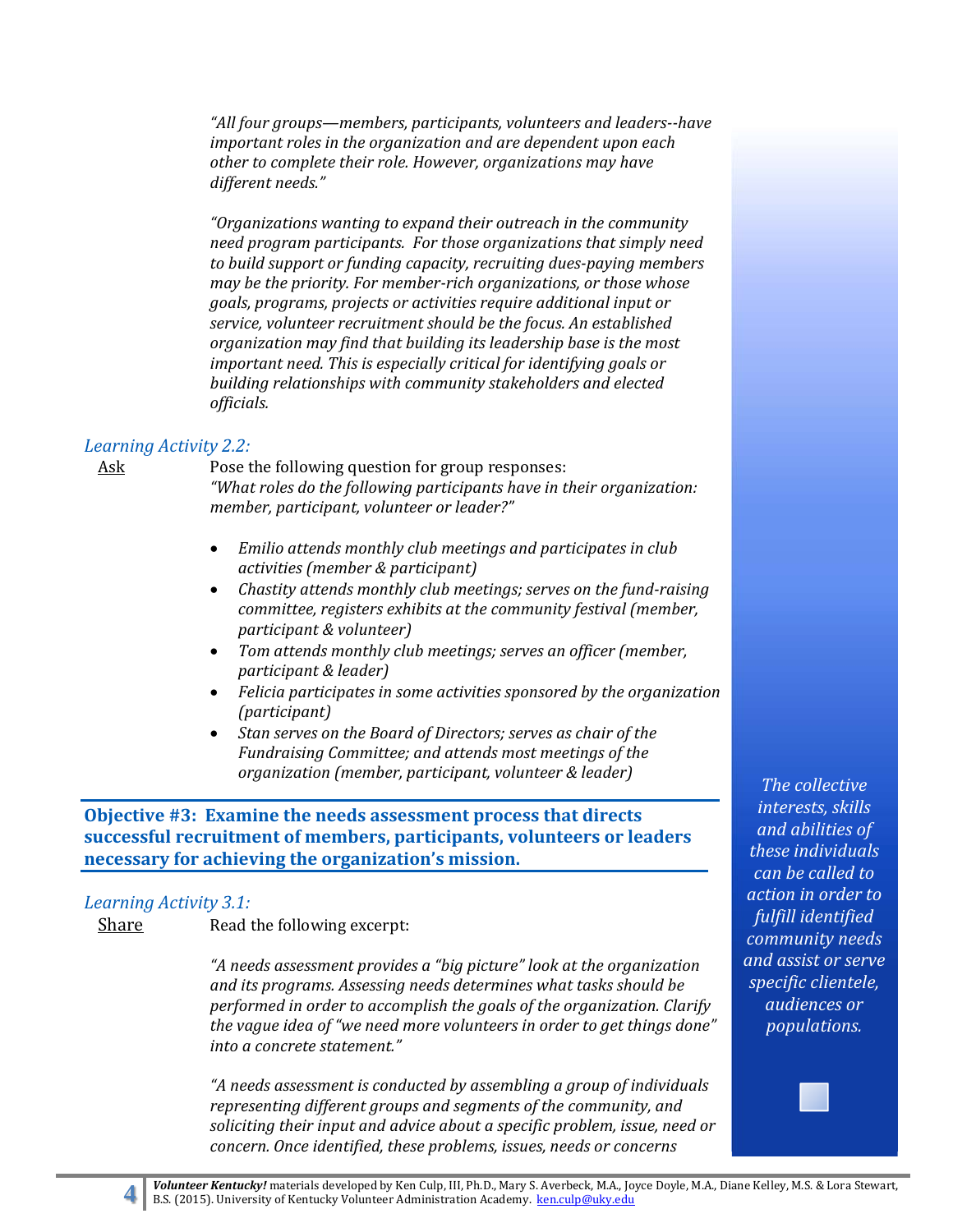*"All four groups—members, participants, volunteers and leaders--have important roles in the organization and are dependent upon each other to complete their role. However, organizations may have different needs."*

*"Organizations wanting to expand their outreach in the community need program participants. For those organizations that simply need to build support or funding capacity, recruiting dues-paying members may be the priority. For member-rich organizations, or those whose goals, programs, projects or activities require additional input or service, volunteer recruitment should be the focus. An established organization may find that building its leadership base is the most important need. This is especially critical for identifying goals or building relationships with community stakeholders and elected officials.*

*Learning Activity 2.2:*

Ask — Pose the following question for group responses:
*"What roles do the following participants have in their organization: member, participant, volunteer or leader?"*

- *Emilio attends monthly club meetings and participates in club activities (member & participant)*
- *Chastity attends monthly club meetings; serves on the fund-raising committee, registers exhibits at the community festival (member, participant & volunteer)*
- *Tom attends monthly club meetings; serves an officer (member, participant & leader)*
- *Felicia participates in some activities sponsored by the organization (participant)*
- *Stan serves on the Board of Directors; serves as chair of the Fundraising Committee; and attends most meetings of the organization (member, participant, volunteer & leader)*

*The collective interests, skills and abilities of these individuals can be called to action in order to fulfill identified community needs and assist or serve specific clientele, audiences or populations.*

## Objective #3: Examine the needs assessment process that directs successful recruitment of members, participants, volunteers or leaders necessary for achieving the organization's mission.

*Learning Activity 3.1:*

Share — Read the following excerpt:

*"A needs assessment provides a "big picture" look at the organization and its programs. Assessing needs determines what tasks should be performed in order to accomplish the goals of the organization. Clarify the vague idea of "we need more volunteers in order to get things done" into a concrete statement."*

*"A needs assessment is conducted by assembling a group of individuals representing different groups and segments of the community, and soliciting their input and advice about a specific problem, issue, need or concern. Once identified, these problems, issues, needs or concerns*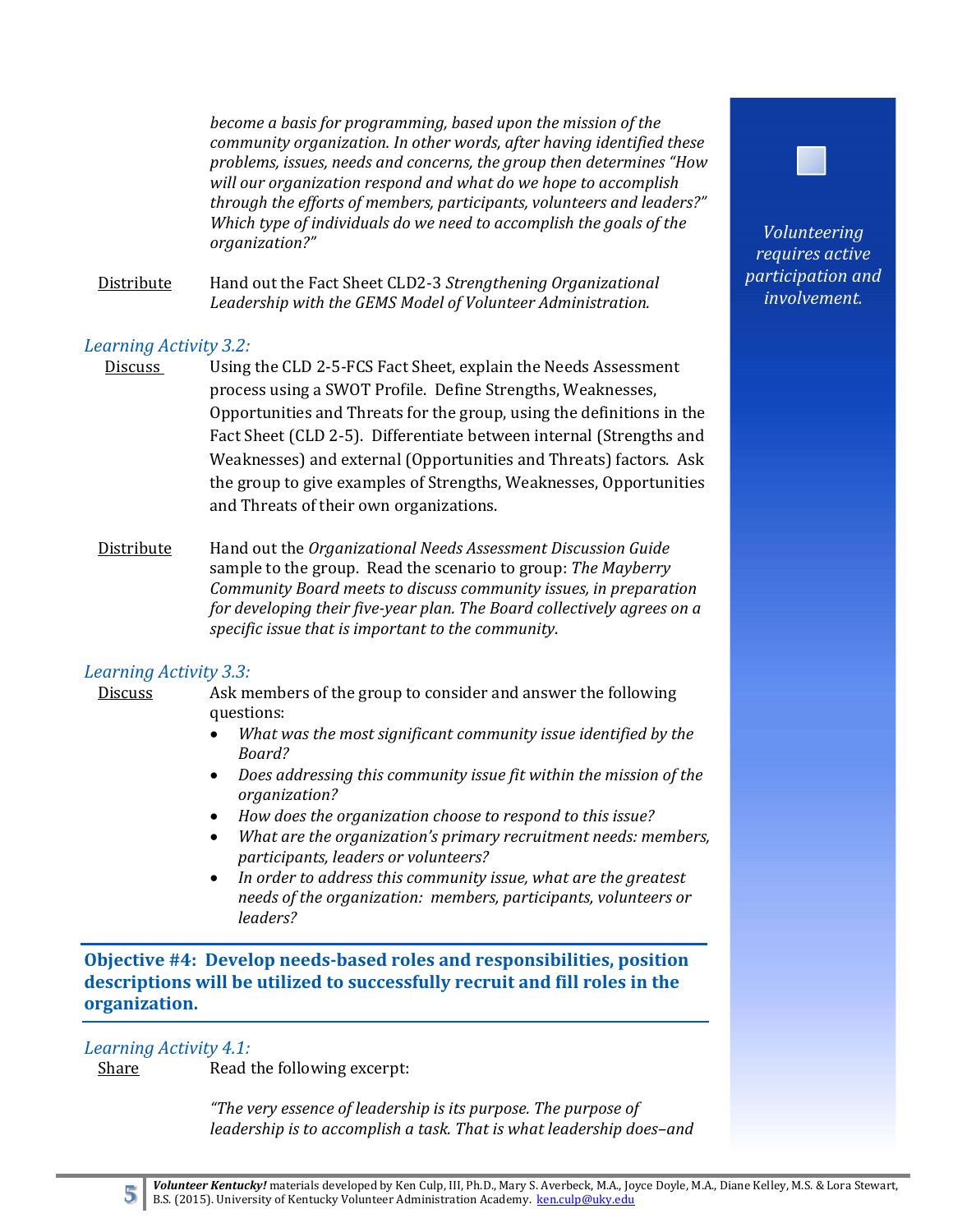*become a basis for programming, based upon the mission of the community organization. In other words, after having identified these problems, issues, needs and concerns, the group then determines "How will our organization respond and what do we hope to accomplish through the efforts of members, participants, volunteers and leaders?" Which type of individuals do we need to accomplish the goals of the organization?"*

Distribute — Hand out the Fact Sheet CLD2-3 *Strengthening Organizational Leadership with the GEMS Model of Volunteer Administration.*

*Volunteering requires active participation and involvement.*

*Learning Activity 3.2:*

Discuss — Using the CLD 2-5-FCS Fact Sheet, explain the Needs Assessment process using a SWOT Profile. Define Strengths, Weaknesses, Opportunities and Threats for the group, using the definitions in the Fact Sheet (CLD 2-5). Differentiate between internal (Strengths and Weaknesses) and external (Opportunities and Threats) factors. Ask the group to give examples of Strengths, Weaknesses, Opportunities and Threats of their own organizations.

Distribute — Hand out the *Organizational Needs Assessment Discussion Guide* sample to the group. Read the scenario to group: *The Mayberry Community Board meets to discuss community issues, in preparation for developing their five-year plan. The Board collectively agrees on a specific issue that is important to the community*.

*Learning Activity 3.3:*

Discuss — Ask members of the group to consider and answer the following questions:

- *What was the most significant community issue identified by the Board?*
- *Does addressing this community issue fit within the mission of the organization?*
- *How does the organization choose to respond to this issue?*
- *What are the organization's primary recruitment needs: members, participants, leaders or volunteers?*
- *In order to address this community issue, what are the greatest needs of the organization: members, participants, volunteers or leaders?*

## Objective #4: Develop needs-based roles and responsibilities, position descriptions will be utilized to successfully recruit and fill roles in the organization.

*Learning Activity 4.1:*

Share — Read the following excerpt:

*"The very essence of leadership is its purpose. The purpose of leadership is to accomplish a task. That is what leadership does–and*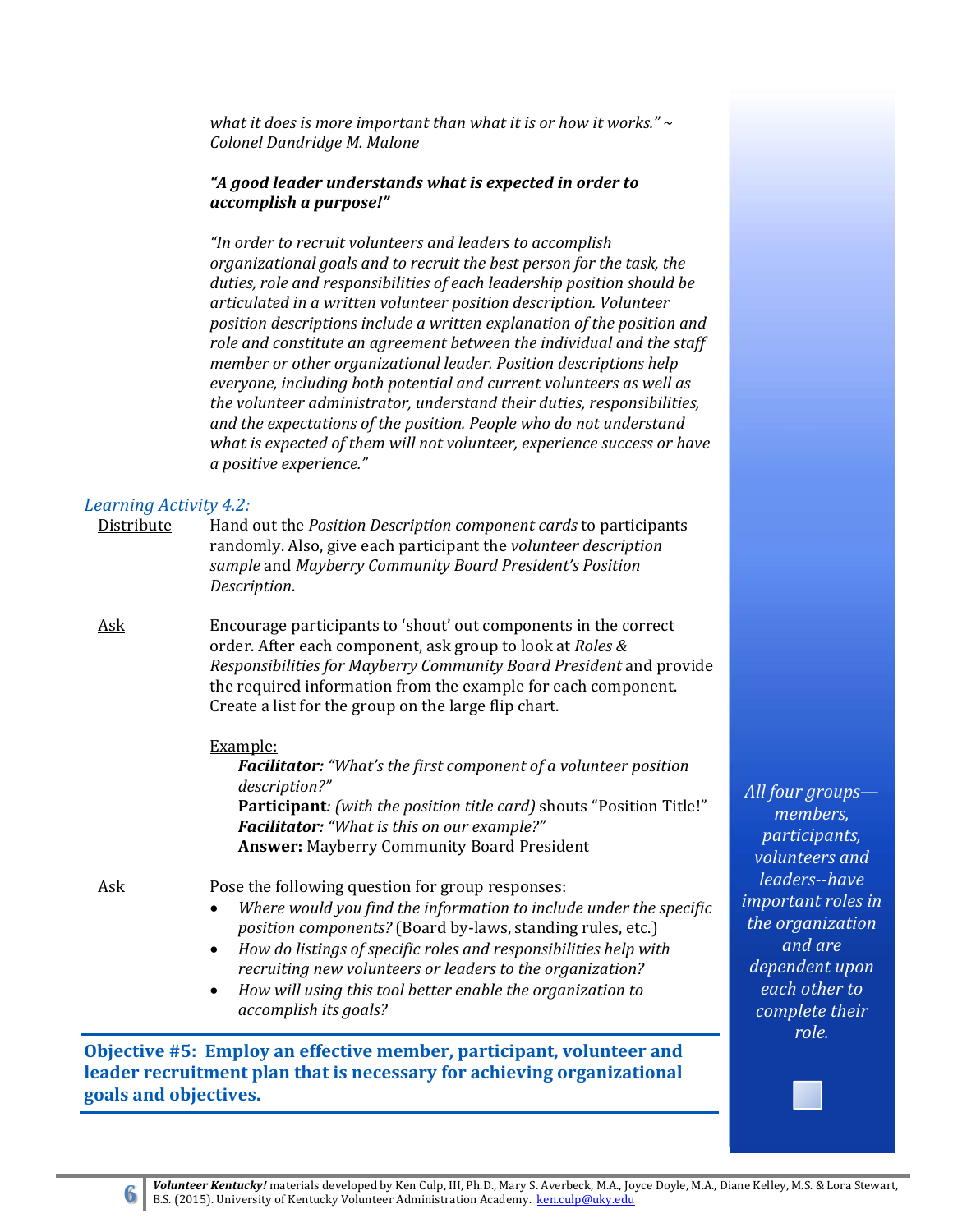*what it does is more important than what it is or how it works." ~ Colonel Dandridge M. Malone*

***"A good leader understands what is expected in order to accomplish a purpose!"***

*"In order to recruit volunteers and leaders to accomplish organizational goals and to recruit the best person for the task, the duties, role and responsibilities of each leadership position should be articulated in a written volunteer position description. Volunteer position descriptions include a written explanation of the position and role and constitute an agreement between the individual and the staff member or other organizational leader. Position descriptions help everyone, including both potential and current volunteers as well as the volunteer administrator, understand their duties, responsibilities, and the expectations of the position. People who do not understand what is expected of them will not volunteer, experience success or have a positive experience."*

*Learning Activity 4.2:*

Distribute — Hand out the *Position Description component cards* to participants randomly. Also, give each participant the *volunteer description sample* and *Mayberry Community Board President's Position Description*.

Ask — Encourage participants to 'shout' out components in the correct order. After each component, ask group to look at *Roles & Responsibilities for Mayberry Community Board President* and provide the required information from the example for each component. Create a list for the group on the large flip chart.

Example:

***Facilitator:*** *"What's the first component of a volunteer position description?"*
**Participant***: (with the position title card)* shouts "Position Title!"
***Facilitator:*** *"What is this on our example?"*
**Answer:** Mayberry Community Board President

Ask — Pose the following question for group responses:

- *Where would you find the information to include under the specific position components?* (Board by-laws, standing rules, etc.)
- *How do listings of specific roles and responsibilities help with recruiting new volunteers or leaders to the organization?*
- *How will using this tool better enable the organization to accomplish its goals?*

*All four groups—members, participants, volunteers and leaders--have important roles in the organization and are dependent upon each other to complete their role.*

**Objective #5: Employ an effective member, participant, volunteer and leader recruitment plan that is necessary for achieving organizational goals and objectives.**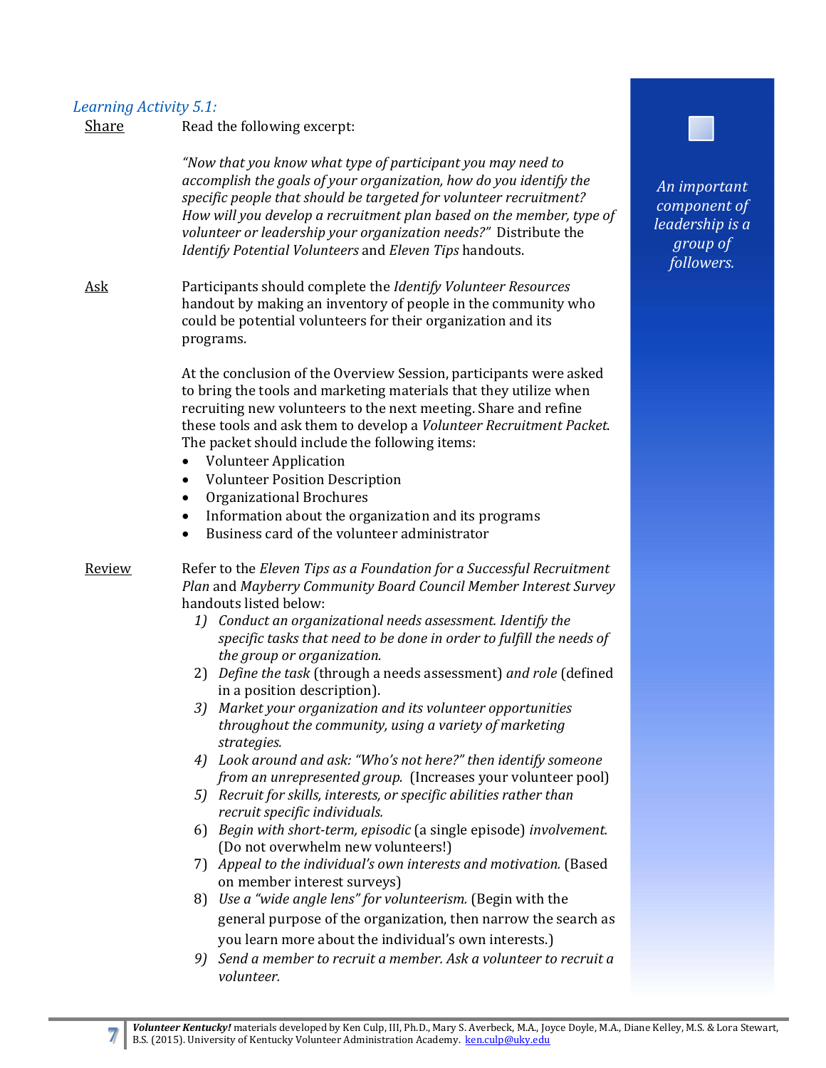*Learning Activity 5.1:*

Share

Read the following excerpt:

*"Now that you know what type of participant you may need to accomplish the goals of your organization, how do you identify the specific people that should be targeted for volunteer recruitment? How will you develop a recruitment plan based on the member, type of volunteer or leadership your organization needs?"* Distribute the *Identify Potential Volunteers* and *Eleven Tips* handouts.

Ask

Participants should complete the *Identify Volunteer Resources* handout by making an inventory of people in the community who could be potential volunteers for their organization and its programs.

At the conclusion of the Overview Session, participants were asked to bring the tools and marketing materials that they utilize when recruiting new volunteers to the next meeting. Share and refine these tools and ask them to develop a *Volunteer Recruitment Packet.* The packet should include the following items:

- Volunteer Application
- Volunteer Position Description
- Organizational Brochures
- Information about the organization and its programs
- Business card of the volunteer administrator

Review

Refer to the *Eleven Tips as a Foundation for a Successful Recruitment Plan* and *Mayberry Community Board Council Member Interest Survey* handouts listed below:

1) *Conduct an organizational needs assessment. Identify the specific tasks that need to be done in order to fulfill the needs of the group or organization.*
2) *Define the task* (through a needs assessment) *and role* (defined in a position description).
3) *Market your organization and its volunteer opportunities throughout the community, using a variety of marketing strategies.*
4) *Look around and ask: "Who's not here?" then identify someone from an unrepresented group.* (Increases your volunteer pool)
5) *Recruit for skills, interests, or specific abilities rather than recruit specific individuals.*
6) *Begin with short-term, episodic* (a single episode) *involvement.* (Do not overwhelm new volunteers!)
7) *Appeal to the individual's own interests and motivation.* (Based on member interest surveys)
8) *Use a "wide angle lens" for volunteerism.* (Begin with the general purpose of the organization, then narrow the search as you learn more about the individual's own interests.)
9) *Send a member to recruit a member. Ask a volunteer to recruit a volunteer.*

*An important component of leadership is a group of followers.*

***Volunteer Kentucky!*** materials developed by Ken Culp, III, Ph.D., Mary S. Averbeck, M.A., Joyce Doyle, M.A., Diane Kelley, M.S. & Lora Stewart, B.S. (2015). University of Kentucky Volunteer Administration Academy. ken.culp@uky.edu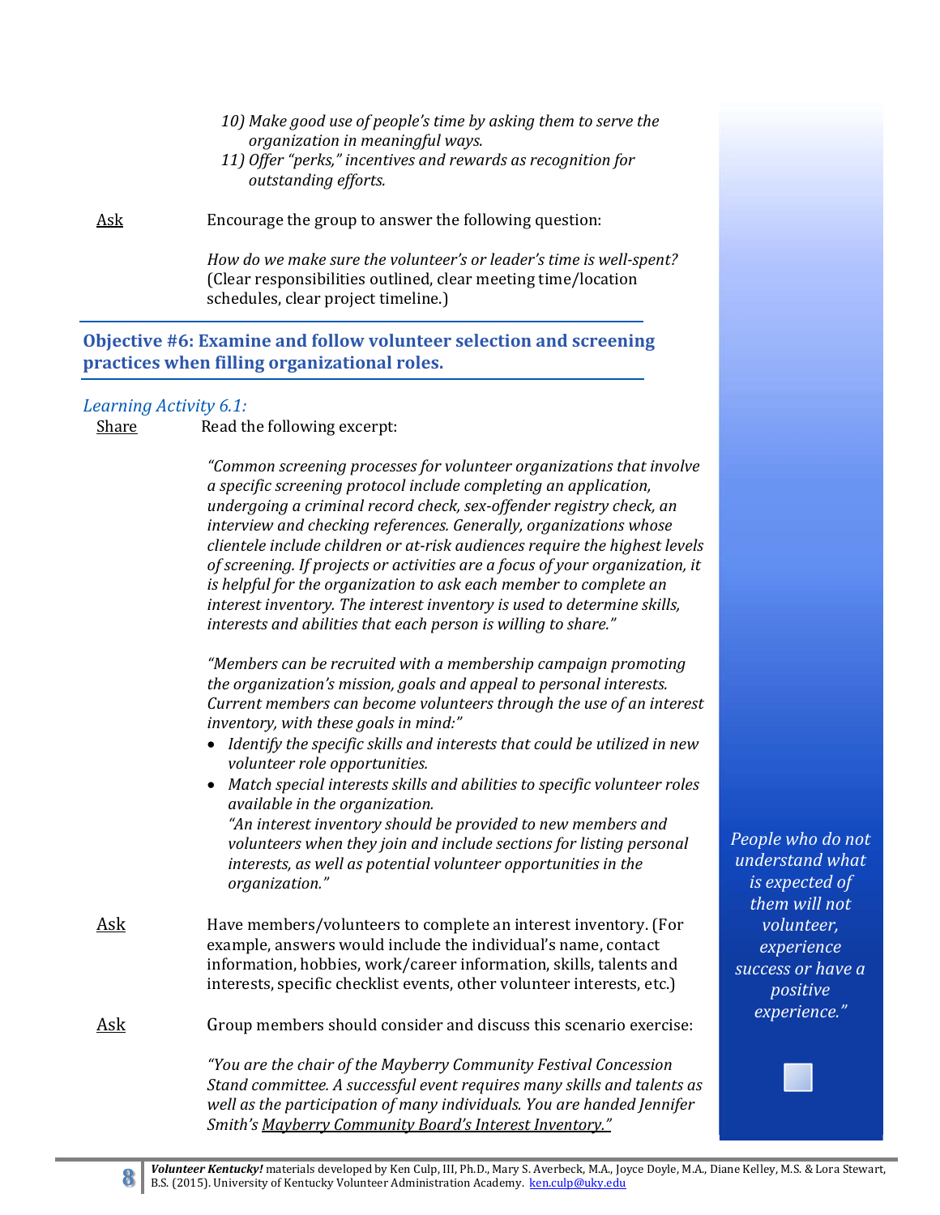10) *Make good use of people's time by asking them to serve the organization in meaningful ways.*
11) *Offer "perks," incentives and rewards as recognition for outstanding efforts.*

Ask — Encourage the group to answer the following question:

*How do we make sure the volunteer's or leader's time is well-spent?* (Clear responsibilities outlined, clear meeting time/location schedules, clear project timeline.)

## Objective #6: Examine and follow volunteer selection and screening practices when filling organizational roles.

*Learning Activity 6.1:*

Share — Read the following excerpt:

*"Common screening processes for volunteer organizations that involve a specific screening protocol include completing an application, undergoing a criminal record check, sex-offender registry check, an interview and checking references. Generally, organizations whose clientele include children or at-risk audiences require the highest levels of screening. If projects or activities are a focus of your organization, it is helpful for the organization to ask each member to complete an interest inventory. The interest inventory is used to determine skills, interests and abilities that each person is willing to share."*

*"Members can be recruited with a membership campaign promoting the organization's mission, goals and appeal to personal interests. Current members can become volunteers through the use of an interest inventory, with these goals in mind:"*

- *Identify the specific skills and interests that could be utilized in new volunteer role opportunities.*
- *Match special interests skills and abilities to specific volunteer roles available in the organization.*
  *"An interest inventory should be provided to new members and volunteers when they join and include sections for listing personal interests, as well as potential volunteer opportunities in the organization."*

Ask — Have members/volunteers to complete an interest inventory. (For example, answers would include the individual's name, contact information, hobbies, work/career information, skills, talents and interests, specific checklist events, other volunteer interests, etc.)

Ask — Group members should consider and discuss this scenario exercise:

*"You are the chair of the Mayberry Community Festival Concession Stand committee. A successful event requires many skills and talents as well as the participation of many individuals. You are handed Jennifer Smith's Mayberry Community Board's Interest Inventory."*

*People who do not understand what is expected of them will not volunteer, experience success or have a positive experience."*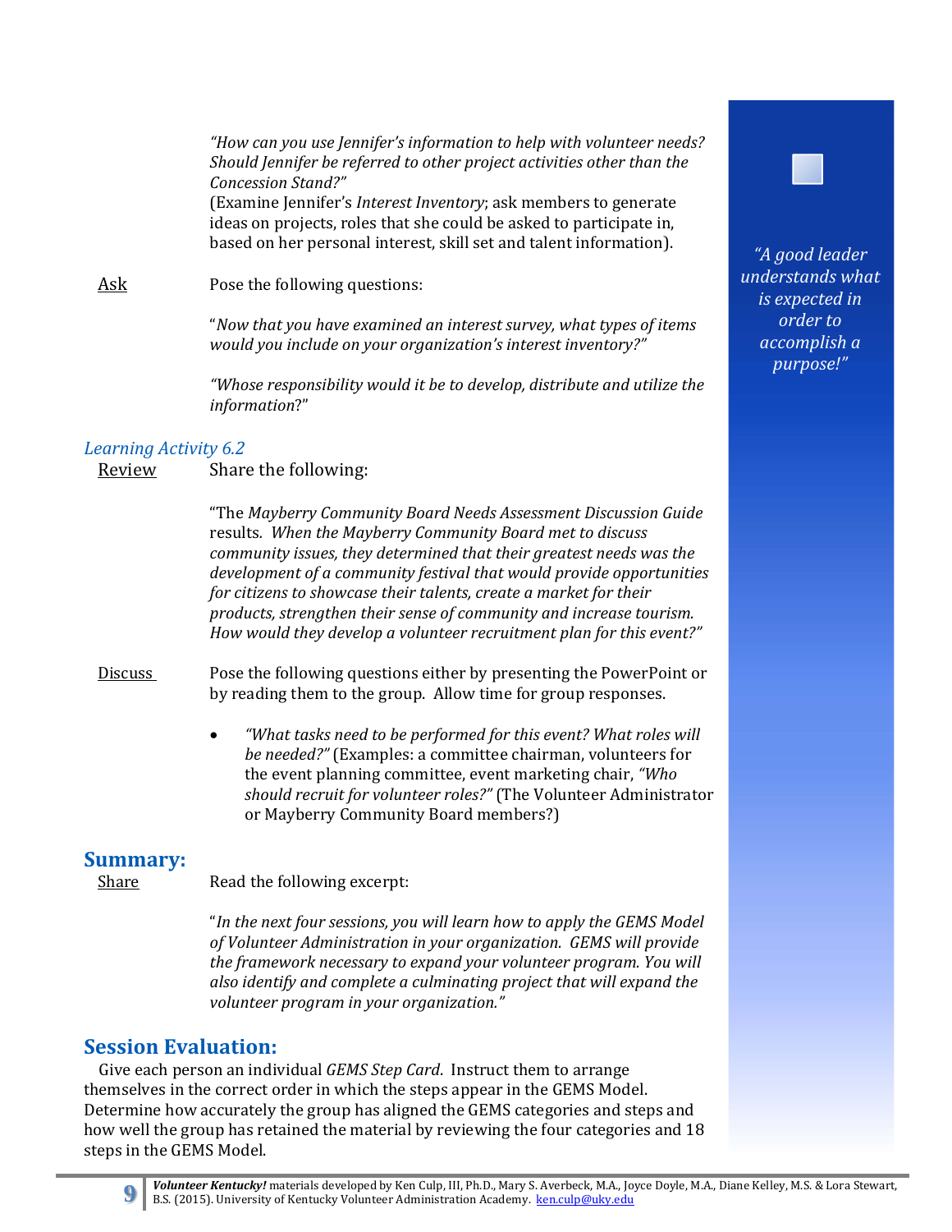*"How can you use Jennifer's information to help with volunteer needs? Should Jennifer be referred to other project activities other than the Concession Stand?"*
(Examine Jennifer's *Interest Inventory*; ask members to generate ideas on projects, roles that she could be asked to participate in, based on her personal interest, skill set and talent information).

Ask — Pose the following questions:

"*Now that you have examined an interest survey, what types of items would you include on your organization's interest inventory?"*

*"Whose responsibility would it be to develop, distribute and utilize the information*?"

*"A good leader understands what is expected in order to accomplish a purpose!"*

*Learning Activity 6.2*

Review — Share the following:

"The *Mayberry Community Board Needs Assessment Discussion Guide* results*. When the Mayberry Community Board met to discuss community issues, they determined that their greatest needs was the development of a community festival that would provide opportunities for citizens to showcase their talents, create a market for their products, strengthen their sense of community and increase tourism. How would they develop a volunteer recruitment plan for this event?"*

Discuss — Pose the following questions either by presenting the PowerPoint or by reading them to the group. Allow time for group responses.

- *"What tasks need to be performed for this event? What roles will be needed?"* (Examples: a committee chairman, volunteers for the event planning committee, event marketing chair, *"Who should recruit for volunteer roles?"* (The Volunteer Administrator or Mayberry Community Board members?)

## Summary:

Share — Read the following excerpt:

"*In the next four sessions, you will learn how to apply the GEMS Model of Volunteer Administration in your organization. GEMS will provide the framework necessary to expand your volunteer program. You will also identify and complete a culminating project that will expand the volunteer program in your organization."*

## Session Evaluation:

Give each person an individual *GEMS Step Card*. Instruct them to arrange themselves in the correct order in which the steps appear in the GEMS Model. Determine how accurately the group has aligned the GEMS categories and steps and how well the group has retained the material by reviewing the four categories and 18 steps in the GEMS Model.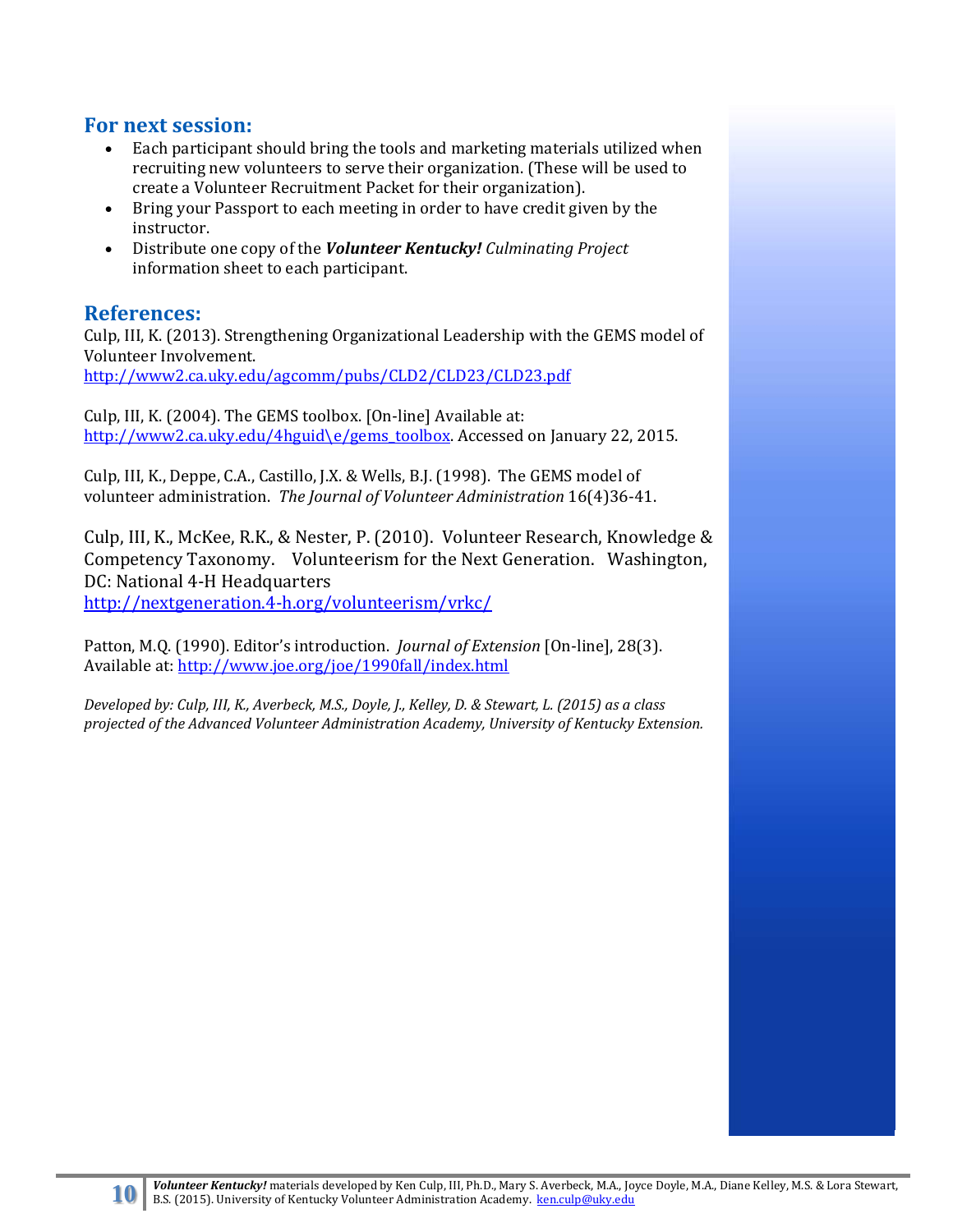## For next session:

- Each participant should bring the tools and marketing materials utilized when recruiting new volunteers to serve their organization. (These will be used to create a Volunteer Recruitment Packet for their organization).
- Bring your Passport to each meeting in order to have credit given by the instructor.
- Distribute one copy of the ***Volunteer Kentucky!*** *Culminating Project* information sheet to each participant.

## References:

Culp, III, K. (2013). Strengthening Organizational Leadership with the GEMS model of Volunteer Involvement.
http://www2.ca.uky.edu/agcomm/pubs/CLD2/CLD23/CLD23.pdf

Culp, III, K. (2004). The GEMS toolbox. [On-line] Available at: http://www2.ca.uky.edu/4hguid\e/gems_toolbox. Accessed on January 22, 2015.

Culp, III, K., Deppe, C.A., Castillo, J.X. & Wells, B.J. (1998). The GEMS model of volunteer administration. *The Journal of Volunteer Administration* 16(4)36-41.

Culp, III, K., McKee, R.K., & Nester, P. (2010). Volunteer Research, Knowledge & Competency Taxonomy. Volunteerism for the Next Generation. Washington, DC: National 4-H Headquarters
http://nextgeneration.4-h.org/volunteerism/vrkc/

Patton, M.Q. (1990). Editor's introduction. *Journal of Extension* [On-line], 28(3). Available at: http://www.joe.org/joe/1990fall/index.html

*Developed by: Culp, III, K., Averbeck, M.S., Doyle, J., Kelley, D. & Stewart, L. (2015) as a class projected of the Advanced Volunteer Administration Academy, University of Kentucky Extension.*